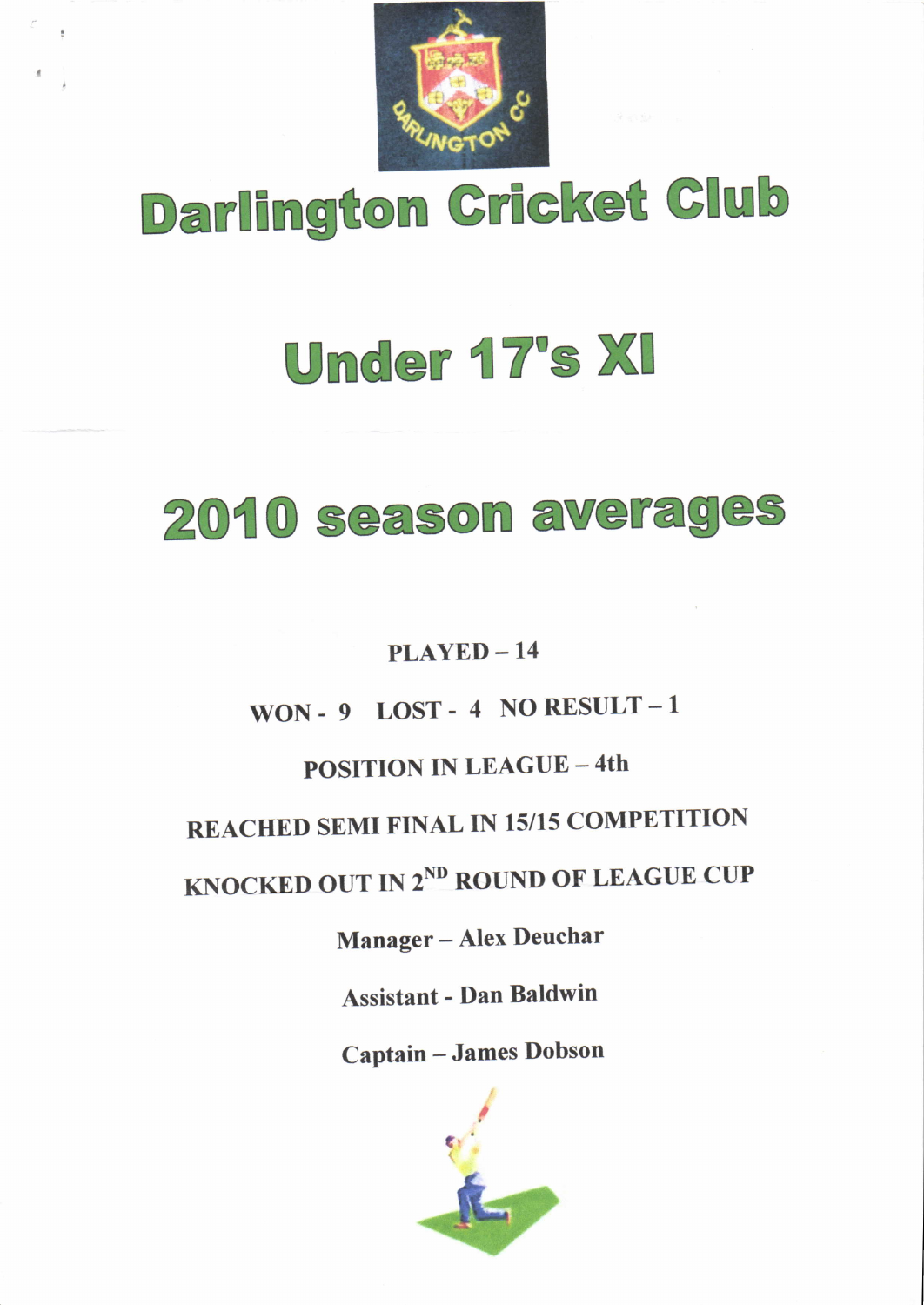# Darlington Cricket Club

# Under 17's XI

# 2010 season averages

**PLAYED – 14**

**WON - 9 LOST - 4 NO RESULT – 1**

**POSITION IN LEAGUE – 4th**

**REACHED SEMI FINAL IN 15/15 COMPETITION**

**KNOCKED OUT IN 2ND ROUND OF LEAGUE CUP**

**Manager – Alex Deuchar**

**Assistant - Dan Baldwin**

**Captain – James Dobson**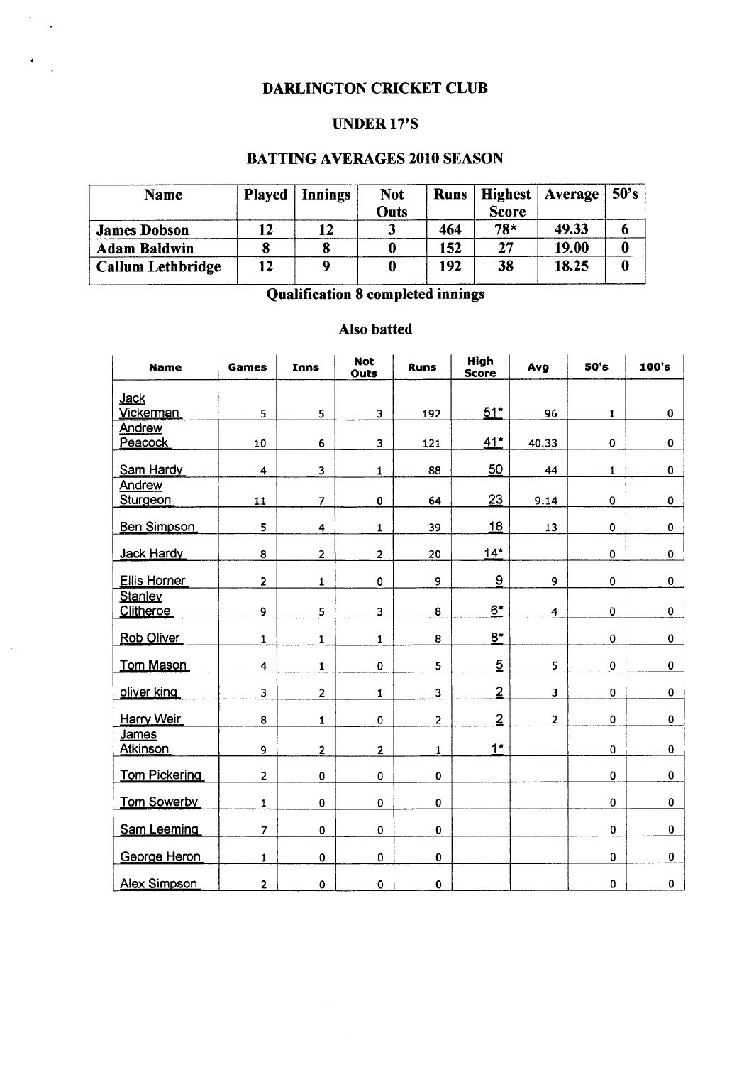# DARLINGTON CRICKET CLUB

## UNDER 17'S

## BATTING AVERAGES 2010 SEASON

| Name | Played | Innings | Not Outs | Runs | Highest Score | Average | 50's |
|---|---|---|---|---|---|---|---|
| James Dobson | 12 | 12 | 3 | 464 | 78* | 49.33 | 6 |
| Adam Baldwin | 8 | 8 | 0 | 152 | 27 | 19.00 | 0 |
| Callum Lethbridge | 12 | 9 | 0 | 192 | 38 | 18.25 | 0 |

**Qualification 8 completed innings**

### Also batted

| Name | Games | Inns | Not Outs | Runs | High Score | Avg | 50's | 100's |
|---|---|---|---|---|---|---|---|---|
| Jack Vickerman | 5 | 5 | 3 | 192 | 51* | 96 | 1 | 0 |
| Andrew Peacock | 10 | 6 | 3 | 121 | 41* | 40.33 | 0 | 0 |
| Sam Hardy | 4 | 3 | 1 | 88 | 50 | 44 | 1 | 0 |
| Andrew Sturgeon | 11 | 7 | 0 | 64 | 23 | 9.14 | 0 | 0 |
| Ben Simpson | 5 | 4 | 1 | 39 | 18 | 13 | 0 | 0 |
| Jack Hardy | 8 | 2 | 2 | 20 | 14* | | 0 | 0 |
| Ellis Horner | 2 | 1 | 0 | 9 | 9 | 9 | 0 | 0 |
| Stanley Clitheroe | 9 | 5 | 3 | 8 | 6* | 4 | 0 | 0 |
| Rob Oliver | 1 | 1 | 1 | 8 | 8* | | 0 | 0 |
| Tom Mason | 4 | 1 | 0 | 5 | 5 | 5 | 0 | 0 |
| oliver king | 3 | 2 | 1 | 3 | 2 | 3 | 0 | 0 |
| Harry Weir | 8 | 1 | 0 | 2 | 2 | 2 | 0 | 0 |
| James Atkinson | 9 | 2 | 2 | 1 | 1* | | 0 | 0 |
| Tom Pickering | 2 | 0 | 0 | 0 | | | 0 | 0 |
| Tom Sowerby | 1 | 0 | 0 | 0 | | | 0 | 0 |
| Sam Leeming | 7 | 0 | 0 | 0 | | | 0 | 0 |
| George Heron | 1 | 0 | 0 | 0 | | | 0 | 0 |
| Alex Simpson | 2 | 0 | 0 | 0 | | | 0 | 0 |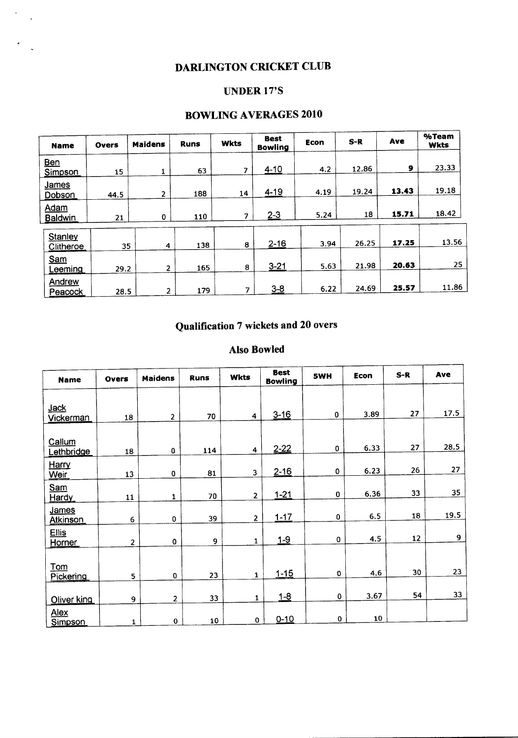# DARLINGTON CRICKET CLUB

## UNDER 17'S

## BOWLING AVERAGES 2010

| Name | Overs | Maidens | Runs | Wkts | Best Bowling | Econ | S-R | Ave | %Team Wkts |
|---|---|---|---|---|---|---|---|---|---|
| Ben Simpson | 15 | 1 | 63 | 7 | 4-10 | 4.2 | 12.86 | **9** | 23.33 |
| James Dobson | 44.5 | 2 | 188 | 14 | 4-19 | 4.19 | 19.24 | **13.43** | 19.18 |
| Adam Baldwin | 21 | 0 | 110 | 7 | 2-3 | 5.24 | 18 | **15.71** | 18.42 |
| Stanley Clitheroe | 35 | 4 | 138 | 8 | 2-16 | 3.94 | 26.25 | **17.25** | 13.56 |
| Sam Leeming | 29.2 | 2 | 165 | 8 | 3-21 | 5.63 | 21.98 | **20.63** | 25 |
| Andrew Peacock | 28.5 | 2 | 179 | 7 | 3-8 | 6.22 | 24.69 | **25.57** | 11.86 |

## Qualification 7 wickets and 20 overs

### Also Bowled

| Name | Overs | Maidens | Runs | Wkts | Best Bowling | 5WH | Econ | S-R | Ave |
|---|---|---|---|---|---|---|---|---|---|
| Jack Vickerman | 18 | 2 | 70 | 4 | 3-16 | 0 | 3.89 | 27 | 17.5 |
| Callum Lethbridge | 18 | 0 | 114 | 4 | 2-22 | 0 | 6.33 | 27 | 28.5 |
| Harry Weir | 13 | 0 | 81 | 3 | 2-16 | 0 | 6.23 | 26 | 27 |
| Sam Hardy | 11 | 1 | 70 | 2 | 1-21 | 0 | 6.36 | 33 | 35 |
| James Atkinson | 6 | 0 | 39 | 2 | 1-17 | 0 | 6.5 | 18 | 19.5 |
| Ellis Horner | 2 | 0 | 9 | 1 | 1-9 | 0 | 4.5 | 12 | 9 |
| Tom Pickering | 5 | 0 | 23 | 1 | 1-15 | 0 | 4.6 | 30 | 23 |
| Oliver king | 9 | 2 | 33 | 1 | 1-8 | 0 | 3.67 | 54 | 33 |
| Alex Simpson | 1 | 0 | 10 | 0 | 0-10 | 0 | 10 | | |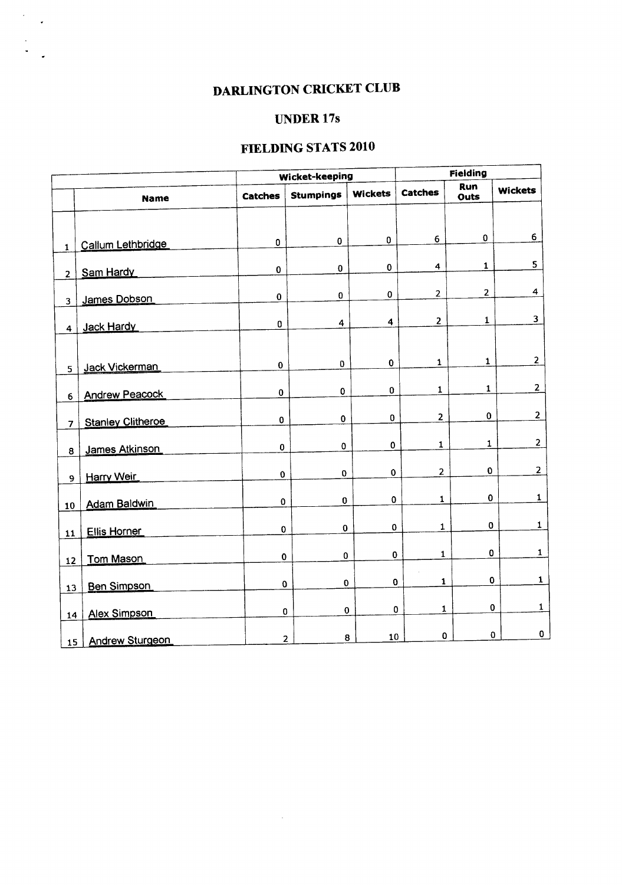# DARLINGTON CRICKET CLUB

## UNDER 17s

## FIELDING STATS 2010

| | | Wicket-keeping | | | Fielding | | |
|---|---|---|---|---|---|---|---|
| | Name | Catches | Stumpings | Wickets | Catches | Run Outs | Wickets |
| 1 | Callum Lethbridge | 0 | 0 | 0 | 6 | 0 | 6 |
| 2 | Sam Hardy | 0 | 0 | 0 | 4 | 1 | 5 |
| 3 | James Dobson | 0 | 0 | 0 | 2 | 2 | 4 |
| 4 | Jack Hardy | 0 | 4 | 4 | 2 | 1 | 3 |
| 5 | Jack Vickerman | 0 | 0 | 0 | 1 | 1 | 2 |
| 6 | Andrew Peacock | 0 | 0 | 0 | 1 | 1 | 2 |
| 7 | Stanley Clitheroe | 0 | 0 | 0 | 2 | 0 | 2 |
| 8 | James Atkinson | 0 | 0 | 0 | 1 | 1 | 2 |
| 9 | Harry Weir | 0 | 0 | 0 | 2 | 0 | 2 |
| 10 | Adam Baldwin | 0 | 0 | 0 | 1 | 0 | 1 |
| 11 | Ellis Horner | 0 | 0 | 0 | 1 | 0 | 1 |
| 12 | Tom Mason | 0 | 0 | 0 | 1 | 0 | 1 |
| 13 | Ben Simpson | 0 | 0 | 0 | 1 | 0 | 1 |
| 14 | Alex Simpson | 0 | 0 | 0 | 1 | 0 | 1 |
| 15 | Andrew Sturgeon | 2 | 8 | 10 | 0 | 0 | 0 |